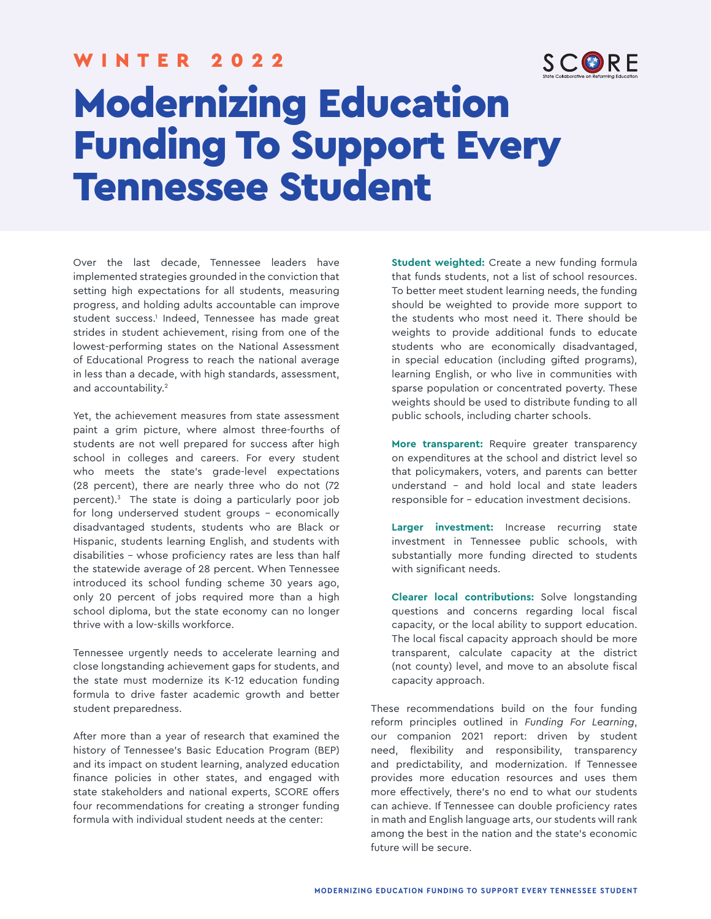WINTER 2022

# Modernizing Education Funding To Support Every Tennessee Student

Over the last decade, Tennessee leaders have implemented strategies grounded in the conviction that setting high expectations for all students, measuring progress, and holding adults accountable can improve student success.[1] Indeed, Tennessee has made great strides in student achievement, rising from one of the lowest-performing states on the National Assessment of Educational Progress to reach the national average in less than a decade, with high standards, assessment, and accountability.[2]

Yet, the achievement measures from state assessment paint a grim picture, where almost three-fourths of students are not well prepared for success after high school in colleges and careers. For every student who meets the state's grade-level expectations (28 percent), there are nearly three who do not (72 percent).[3] The state is doing a particularly poor job for long underserved student groups – economically disadvantaged students, students who are Black or Hispanic, students learning English, and students with disabilities – whose proficiency rates are less than half the statewide average of 28 percent. When Tennessee introduced its school funding scheme 30 years ago, only 20 percent of jobs required more than a high school diploma, but the state economy can no longer thrive with a low-skills workforce.

Tennessee urgently needs to accelerate learning and close longstanding achievement gaps for students, and the state must modernize its K-12 education funding formula to drive faster academic growth and better student preparedness.

After more than a year of research that examined the history of Tennessee's Basic Education Program (BEP) and its impact on student learning, analyzed education finance policies in other states, and engaged with state stakeholders and national experts, SCORE offers four recommendations for creating a stronger funding formula with individual student needs at the center:

**Student weighted:** Create a new funding formula that funds students, not a list of school resources. To better meet student learning needs, the funding should be weighted to provide more support to the students who most need it. There should be weights to provide additional funds to educate students who are economically disadvantaged, in special education (including gifted programs), learning English, or who live in communities with sparse population or concentrated poverty. These weights should be used to distribute funding to all public schools, including charter schools.

**More transparent:** Require greater transparency on expenditures at the school and district level so that policymakers, voters, and parents can better understand – and hold local and state leaders responsible for – education investment decisions.

**Larger investment:** Increase recurring state investment in Tennessee public schools, with substantially more funding directed to students with significant needs.

**Clearer local contributions:** Solve longstanding questions and concerns regarding local fiscal capacity, or the local ability to support education. The local fiscal capacity approach should be more transparent, calculate capacity at the district (not county) level, and move to an absolute fiscal capacity approach.

These recommendations build on the four funding reform principles outlined in *Funding For Learning*, our companion 2021 report: driven by student need, flexibility and responsibility, transparency and predictability, and modernization. If Tennessee provides more education resources and uses them more effectively, there's no end to what our students can achieve. If Tennessee can double proficiency rates in math and English language arts, our students will rank among the best in the nation and the state's economic future will be secure.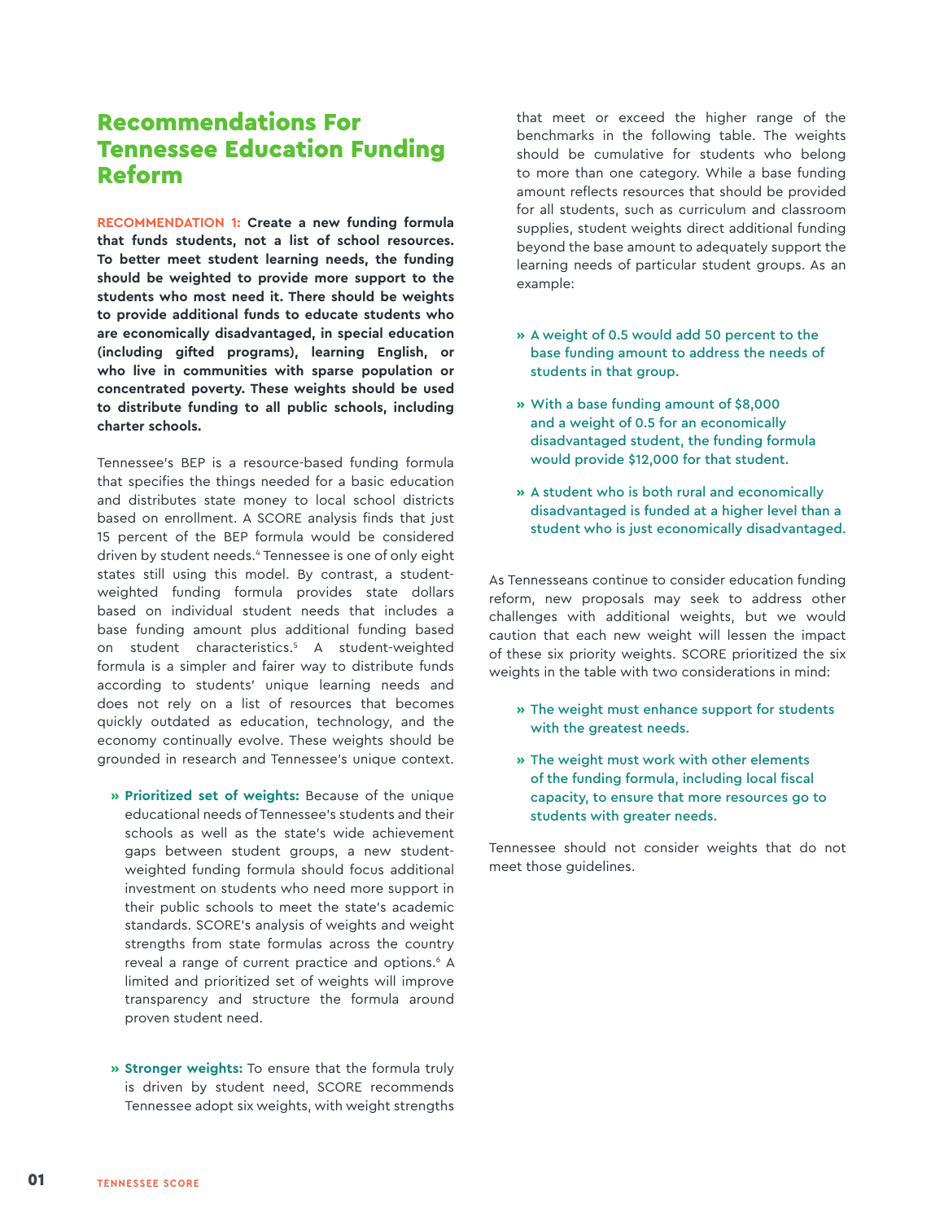## Recommendations For Tennessee Education Funding Reform

**RECOMMENDATION 1: Create a new funding formula that funds students, not a list of school resources. To better meet student learning needs, the funding should be weighted to provide more support to the students who most need it. There should be weights to provide additional funds to educate students who are economically disadvantaged, in special education (including gifted programs), learning English, or who live in communities with sparse population or concentrated poverty. These weights should be used to distribute funding to all public schools, including charter schools.**

Tennessee's BEP is a resource-based funding formula that specifies the things needed for a basic education and distributes state money to local school districts based on enrollment. A SCORE analysis finds that just 15 percent of the BEP formula would be considered driven by student needs.[4] Tennessee is one of only eight states still using this model. By contrast, a student-weighted funding formula provides state dollars based on individual student needs that includes a base funding amount plus additional funding based on student characteristics.[5] A student-weighted formula is a simpler and fairer way to distribute funds according to students' unique learning needs and does not rely on a list of resources that becomes quickly outdated as education, technology, and the economy continually evolve. These weights should be grounded in research and Tennessee's unique context.

- **Prioritized set of weights:** Because of the unique educational needs of Tennessee's students and their schools as well as the state's wide achievement gaps between student groups, a new student-weighted funding formula should focus additional investment on students who need more support in their public schools to meet the state's academic standards. SCORE's analysis of weights and weight strengths from state formulas across the country reveal a range of current practice and options.[6] A limited and prioritized set of weights will improve transparency and structure the formula around proven student need.

- **Stronger weights:** To ensure that the formula truly is driven by student need, SCORE recommends Tennessee adopt six weights, with weight strengths that meet or exceed the higher range of the benchmarks in the following table. The weights should be cumulative for students who belong to more than one category. While a base funding amount reflects resources that should be provided for all students, such as curriculum and classroom supplies, student weights direct additional funding beyond the base amount to adequately support the learning needs of particular student groups. As an example:

  - A weight of 0.5 would add 50 percent to the base funding amount to address the needs of students in that group.
  - With a base funding amount of $8,000 and a weight of 0.5 for an economically disadvantaged student, the funding formula would provide $12,000 for that student.
  - A student who is both rural and economically disadvantaged is funded at a higher level than a student who is just economically disadvantaged.

As Tennesseans continue to consider education funding reform, new proposals may seek to address other challenges with additional weights, but we would caution that each new weight will lessen the impact of these six priority weights. SCORE prioritized the six weights in the table with two considerations in mind:

- The weight must enhance support for students with the greatest needs.
- The weight must work with other elements of the funding formula, including local fiscal capacity, to ensure that more resources go to students with greater needs.

Tennessee should not consider weights that do not meet those guidelines.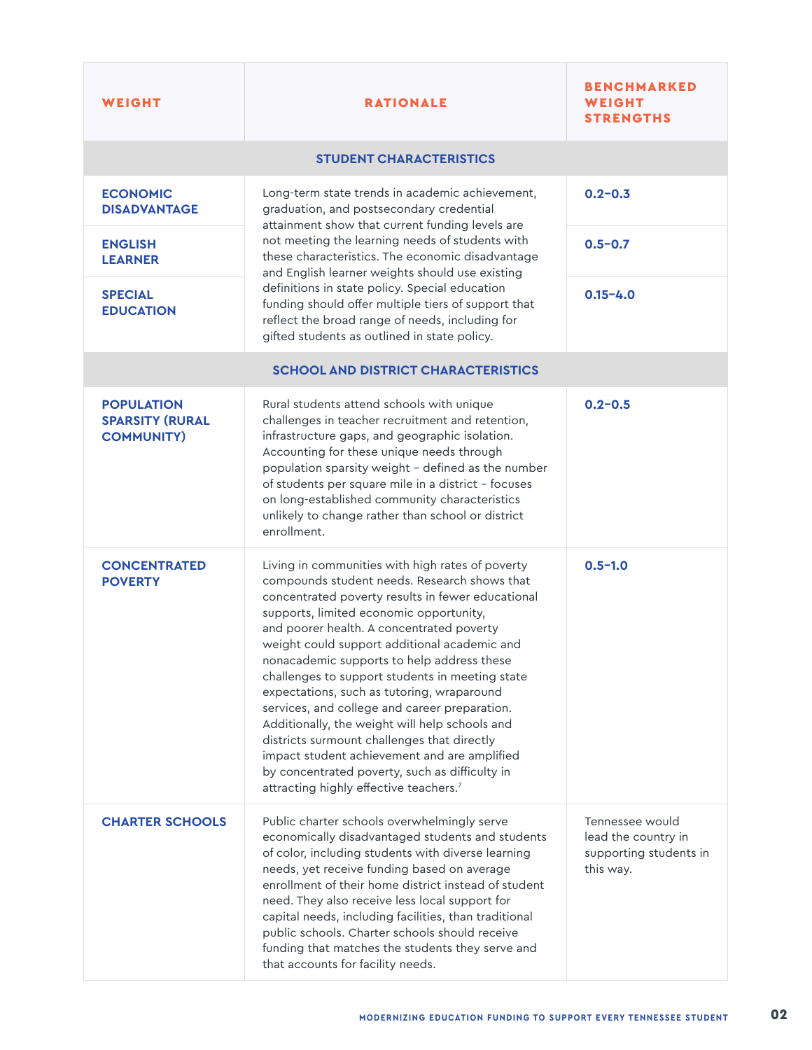| WEIGHT | RATIONALE | BENCHMARKED WEIGHT STRENGTHS |
|---|---|---|
| **STUDENT CHARACTERISTICS** | | |
| **ECONOMIC DISADVANTAGE** | Long-term state trends in academic achievement, graduation, and postsecondary credential attainment show that current funding levels are not meeting the learning needs of students with these characteristics. The economic disadvantage and English learner weights should use existing definitions in state policy. Special education funding should offer multiple tiers of support that reflect the broad range of needs, including for gifted students as outlined in state policy. | **0.2–0.3** |
| **ENGLISH LEARNER** | | **0.5–0.7** |
| **SPECIAL EDUCATION** | | **0.15–4.0** |
| **SCHOOL AND DISTRICT CHARACTERISTICS** | | |
| **POPULATION SPARSITY (RURAL COMMUNITY)** | Rural students attend schools with unique challenges in teacher recruitment and retention, infrastructure gaps, and geographic isolation. Accounting for these unique needs through population sparsity weight – defined as the number of students per square mile in a district – focuses on long-established community characteristics unlikely to change rather than school or district enrollment. | **0.2–0.5** |
| **CONCENTRATED POVERTY** | Living in communities with high rates of poverty compounds student needs. Research shows that concentrated poverty results in fewer educational supports, limited economic opportunity, and poorer health. A concentrated poverty weight could support additional academic and nonacademic supports to help address these challenges to support students in meeting state expectations, such as tutoring, wraparound services, and college and career preparation. Additionally, the weight will help schools and districts surmount challenges that directly impact student achievement and are amplified by concentrated poverty, such as difficulty in attracting highly effective teachers.[7] | **0.5–1.0** |
| **CHARTER SCHOOLS** | Public charter schools overwhelmingly serve economically disadvantaged students and students of color, including students with diverse learning needs, yet receive funding based on average enrollment of their home district instead of student need. They also receive less local support for capital needs, including facilities, than traditional public schools. Charter schools should receive funding that matches the students they serve and that accounts for facility needs. | Tennessee would lead the country in supporting students in this way. |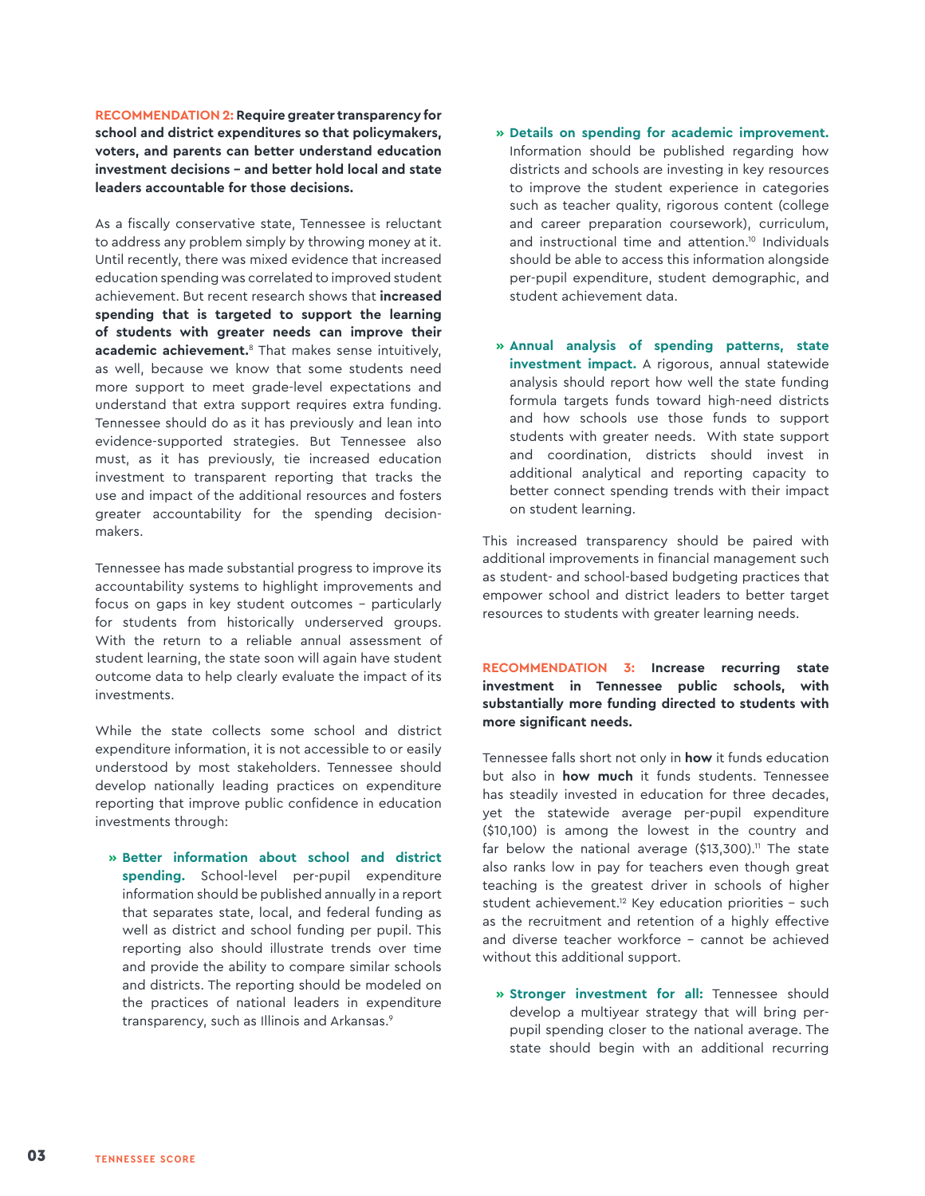**RECOMMENDATION 2: Require greater transparency for school and district expenditures so that policymakers, voters, and parents can better understand education investment decisions – and better hold local and state leaders accountable for those decisions.**

As a fiscally conservative state, Tennessee is reluctant to address any problem simply by throwing money at it. Until recently, there was mixed evidence that increased education spending was correlated to improved student achievement. But recent research shows that **increased spending that is targeted to support the learning of students with greater needs can improve their academic achievement.**[8] That makes sense intuitively, as well, because we know that some students need more support to meet grade-level expectations and understand that extra support requires extra funding. Tennessee should do as it has previously and lean into evidence-supported strategies. But Tennessee also must, as it has previously, tie increased education investment to transparent reporting that tracks the use and impact of the additional resources and fosters greater accountability for the spending decision-makers.

Tennessee has made substantial progress to improve its accountability systems to highlight improvements and focus on gaps in key student outcomes – particularly for students from historically underserved groups. With the return to a reliable annual assessment of student learning, the state soon will again have student outcome data to help clearly evaluate the impact of its investments.

While the state collects some school and district expenditure information, it is not accessible to or easily understood by most stakeholders. Tennessee should develop nationally leading practices on expenditure reporting that improve public confidence in education investments through:

- **Better information about school and district spending.** School-level per-pupil expenditure information should be published annually in a report that separates state, local, and federal funding as well as district and school funding per pupil. This reporting also should illustrate trends over time and provide the ability to compare similar schools and districts. The reporting should be modeled on the practices of national leaders in expenditure transparency, such as Illinois and Arkansas.[9]
- **Details on spending for academic improvement.** Information should be published regarding how districts and schools are investing in key resources to improve the student experience in categories such as teacher quality, rigorous content (college and career preparation coursework), curriculum, and instructional time and attention.[10] Individuals should be able to access this information alongside per-pupil expenditure, student demographic, and student achievement data.
- **Annual analysis of spending patterns, state investment impact.** A rigorous, annual statewide analysis should report how well the state funding formula targets funds toward high-need districts and how schools use those funds to support students with greater needs. With state support and coordination, districts should invest in additional analytical and reporting capacity to better connect spending trends with their impact on student learning.

This increased transparency should be paired with additional improvements in financial management such as student- and school-based budgeting practices that empower school and district leaders to better target resources to students with greater learning needs.

**RECOMMENDATION 3: Increase recurring state investment in Tennessee public schools, with substantially more funding directed to students with more significant needs.**

Tennessee falls short not only in **how** it funds education but also in **how much** it funds students. Tennessee has steadily invested in education for three decades, yet the statewide average per-pupil expenditure ($10,100) is among the lowest in the country and far below the national average ($13,300).[11] The state also ranks low in pay for teachers even though great teaching is the greatest driver in schools of higher student achievement.[12] Key education priorities – such as the recruitment and retention of a highly effective and diverse teacher workforce – cannot be achieved without this additional support.

- **Stronger investment for all:** Tennessee should develop a multiyear strategy that will bring per-pupil spending closer to the national average. The state should begin with an additional recurring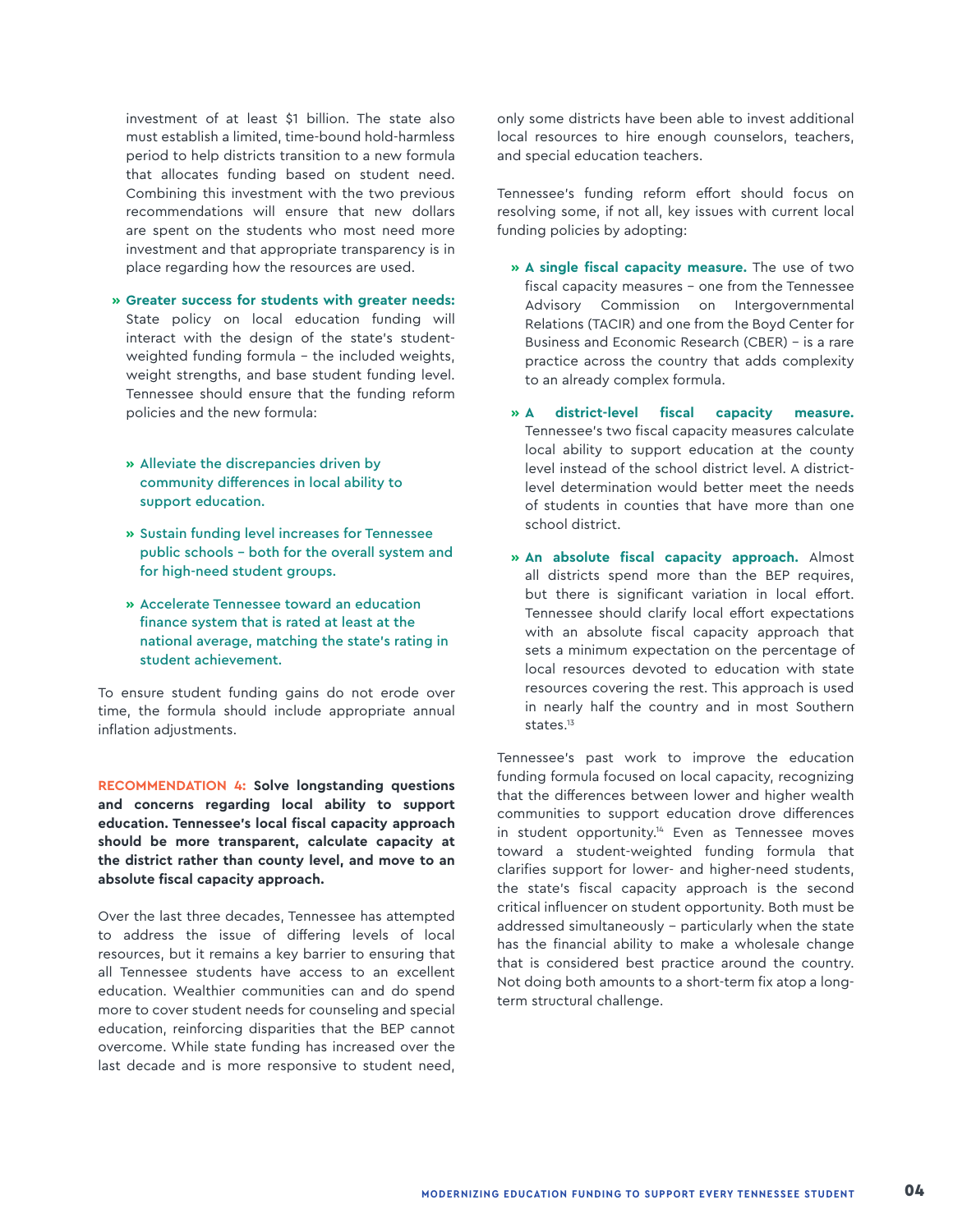investment of at least $1 billion. The state also must establish a limited, time-bound hold-harmless period to help districts transition to a new formula that allocates funding based on student need. Combining this investment with the two previous recommendations will ensure that new dollars are spent on the students who most need more investment and that appropriate transparency is in place regarding how the resources are used.

- **Greater success for students with greater needs:** State policy on local education funding will interact with the design of the state's student-weighted funding formula – the included weights, weight strengths, and base student funding level. Tennessee should ensure that the funding reform policies and the new formula:

  - Alleviate the discrepancies driven by community differences in local ability to support education.
  - Sustain funding level increases for Tennessee public schools – both for the overall system and for high-need student groups.
  - Accelerate Tennessee toward an education finance system that is rated at least at the national average, matching the state's rating in student achievement.

To ensure student funding gains do not erode over time, the formula should include appropriate annual inflation adjustments.

**RECOMMENDATION 4: Solve longstanding questions and concerns regarding local ability to support education. Tennessee's local fiscal capacity approach should be more transparent, calculate capacity at the district rather than county level, and move to an absolute fiscal capacity approach.**

Over the last three decades, Tennessee has attempted to address the issue of differing levels of local resources, but it remains a key barrier to ensuring that all Tennessee students have access to an excellent education. Wealthier communities can and do spend more to cover student needs for counseling and special education, reinforcing disparities that the BEP cannot overcome. While state funding has increased over the last decade and is more responsive to student need, only some districts have been able to invest additional local resources to hire enough counselors, teachers, and special education teachers.

Tennessee's funding reform effort should focus on resolving some, if not all, key issues with current local funding policies by adopting:

- **A single fiscal capacity measure.** The use of two fiscal capacity measures – one from the Tennessee Advisory Commission on Intergovernmental Relations (TACIR) and one from the Boyd Center for Business and Economic Research (CBER) – is a rare practice across the country that adds complexity to an already complex formula.

- **A district-level fiscal capacity measure.** Tennessee's two fiscal capacity measures calculate local ability to support education at the county level instead of the school district level. A district-level determination would better meet the needs of students in counties that have more than one school district.

- **An absolute fiscal capacity approach.** Almost all districts spend more than the BEP requires, but there is significant variation in local effort. Tennessee should clarify local effort expectations with an absolute fiscal capacity approach that sets a minimum expectation on the percentage of local resources devoted to education with state resources covering the rest. This approach is used in nearly half the country and in most Southern states.[13]

Tennessee's past work to improve the education funding formula focused on local capacity, recognizing that the differences between lower and higher wealth communities to support education drove differences in student opportunity.[14] Even as Tennessee moves toward a student-weighted funding formula that clarifies support for lower- and higher-need students, the state's fiscal capacity approach is the second critical influencer on student opportunity. Both must be addressed simultaneously – particularly when the state has the financial ability to make a wholesale change that is considered best practice around the country. Not doing both amounts to a short-term fix atop a long-term structural challenge.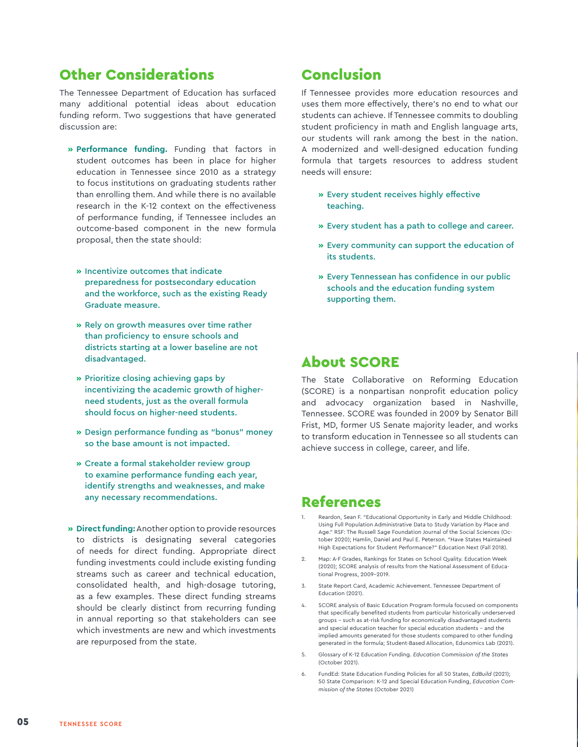## Other Considerations

The Tennessee Department of Education has surfaced many additional potential ideas about education funding reform. Two suggestions that have generated discussion are:

- **Performance funding.** Funding that factors in student outcomes has been in place for higher education in Tennessee since 2010 as a strategy to focus institutions on graduating students rather than enrolling them. And while there is no available research in the K-12 context on the effectiveness of performance funding, if Tennessee includes an outcome-based component in the new formula proposal, then the state should:
  - Incentivize outcomes that indicate preparedness for postsecondary education and the workforce, such as the existing Ready Graduate measure.
  - Rely on growth measures over time rather than proficiency to ensure schools and districts starting at a lower baseline are not disadvantaged.
  - Prioritize closing achieving gaps by incentivizing the academic growth of higher-need students, just as the overall formula should focus on higher-need students.
  - Design performance funding as "bonus" money so the base amount is not impacted.
  - Create a formal stakeholder review group to examine performance funding each year, identify strengths and weaknesses, and make any necessary recommendations.
- **Direct funding:** Another option to provide resources to districts is designating several categories of needs for direct funding. Appropriate direct funding investments could include existing funding streams such as career and technical education, consolidated health, and high-dosage tutoring, as a few examples. These direct funding streams should be clearly distinct from recurring funding in annual reporting so that stakeholders can see which investments are new and which investments are repurposed from the state.

## Conclusion

If Tennessee provides more education resources and uses them more effectively, there's no end to what our students can achieve. If Tennessee commits to doubling student proficiency in math and English language arts, our students will rank among the best in the nation. A modernized and well-designed education funding formula that targets resources to address student needs will ensure:

- Every student receives highly effective teaching.
- Every student has a path to college and career.
- Every community can support the education of its students.
- Every Tennessean has confidence in our public schools and the education funding system supporting them.

## About SCORE

The State Collaborative on Reforming Education (SCORE) is a nonpartisan nonprofit education policy and advocacy organization based in Nashville, Tennessee. SCORE was founded in 2009 by Senator Bill Frist, MD, former US Senate majority leader, and works to transform education in Tennessee so all students can achieve success in college, career, and life.

## References

1. Reardon, Sean F. "Educational Opportunity in Early and Middle Childhood: Using Full Population Administrative Data to Study Variation by Place and Age." RSF: The Russell Sage Foundation Journal of the Social Sciences (October 2020); Hamlin, Daniel and Paul E. Peterson. "Have States Maintained High Expectations for Student Performance?" Education Next (Fall 2018).
2. Map: A-F Grades, Rankings for States on School Quality. Education Week (2020); SCORE analysis of results from the National Assessment of Educational Progress, 2009–2019.
3. State Report Card, Academic Achievement. Tennessee Department of Education (2021).
4. SCORE analysis of Basic Education Program formula focused on components that specifically benefited students from particular historically underserved groups – such as at-risk funding for economically disadvantaged students and special education teacher for special education students – and the implied amounts generated for those students compared to other funding generated in the formula; Student-Based Allocation, Edunomics Lab (2021).
5. Glossary of K-12 Education Funding. *Education Commission of the States* (October 2021).
6. FundEd: State Education Funding Policies for all 50 States, *EdBuild* (2021); 50 State Comparison: K-12 and Special Education Funding, *Education Commission of the States* (October 2021)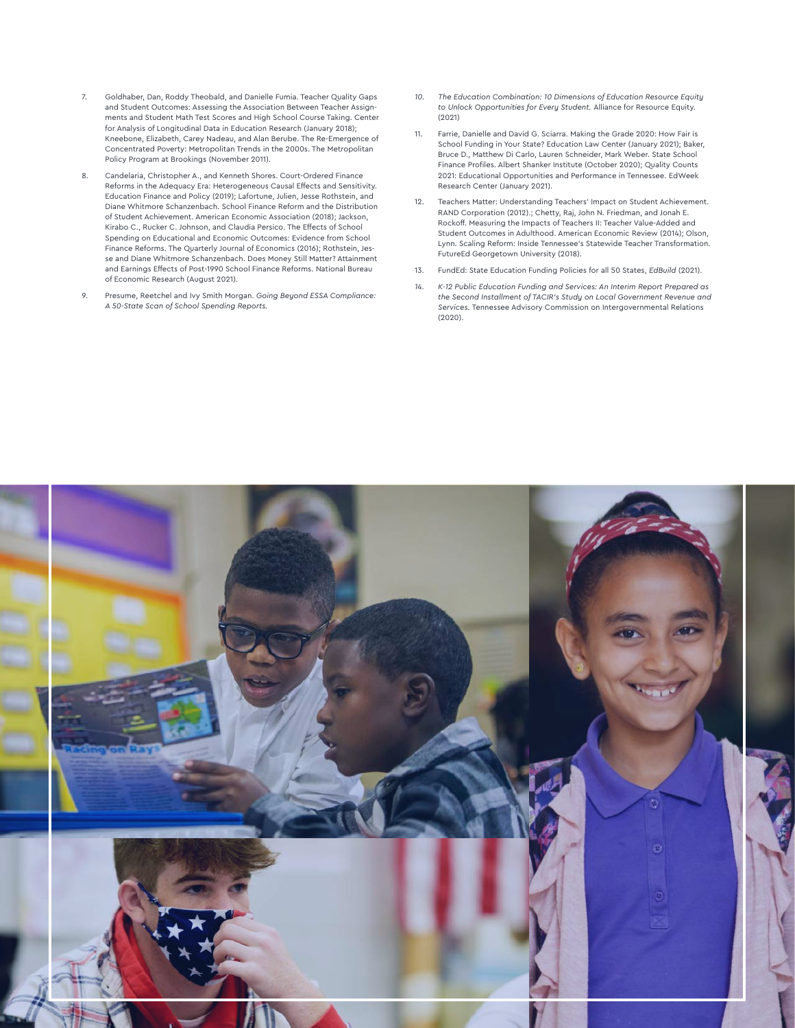7. Goldhaber, Dan, Roddy Theobald, and Danielle Fumia. Teacher Quality Gaps and Student Outcomes: Assessing the Association Between Teacher Assignments and Student Math Test Scores and High School Course Taking. Center for Analysis of Longitudinal Data in Education Research (January 2018); Kneebone, Elizabeth, Carey Nadeau, and Alan Berube. The Re-Emergence of Concentrated Poverty: Metropolitan Trends in the 2000s. The Metropolitan Policy Program at Brookings (November 2011).

8. Candelaria, Christopher A., and Kenneth Shores. Court-Ordered Finance Reforms in the Adequacy Era: Heterogeneous Causal Effects and Sensitivity. Education Finance and Policy (2019); Lafortune, Julien, Jesse Rothstein, and Diane Whitmore Schanzenbach. School Finance Reform and the Distribution of Student Achievement. American Economic Association (2018); Jackson, Kirabo C., Rucker C. Johnson, and Claudia Persico. The Effects of School Spending on Educational and Economic Outcomes: Evidence from School Finance Reforms. The Quarterly Journal of Economics (2016); Rothstein, Jesse and Diane Whitmore Schanzenbach. Does Money Still Matter? Attainment and Earnings Effects of Post-1990 School Finance Reforms. National Bureau of Economic Research (August 2021).

9. Presume, Reetchel and Ivy Smith Morgan. *Going Beyond ESSA Compliance: A 50-State Scan of School Spending Reports.*

10. *The Education Combination: 10 Dimensions of Education Resource Equity to Unlock Opportunities for Every Student.* Alliance for Resource Equity. (2021)

11. Farrie, Danielle and David G. Sciarra. Making the Grade 2020: How Fair is School Funding in Your State? Education Law Center (January 2021); Baker, Bruce D., Matthew Di Carlo, Lauren Schneider, Mark Weber. State School Finance Profiles. Albert Shanker Institute (October 2020); Quality Counts 2021: Educational Opportunities and Performance in Tennessee. EdWeek Research Center (January 2021).

12. Teachers Matter: Understanding Teachers' Impact on Student Achievement. RAND Corporation (2012).; Chetty, Raj, John N. Friedman, and Jonah E. Rockoff. Measuring the Impacts of Teachers II: Teacher Value-Added and Student Outcomes in Adulthood. American Economic Review (2014); Olson, Lynn. Scaling Reform: Inside Tennessee's Statewide Teacher Transformation. FutureEd Georgetown University (2018).

13. FundEd: State Education Funding Policies for all 50 States, *EdBuild* (2021).

14. *K-12 Public Education Funding and Services: An Interim Report Prepared as the Second Installment of TACIR's Study on Local Government Revenue and Services.* Tennessee Advisory Commission on Intergovernmental Relations (2020).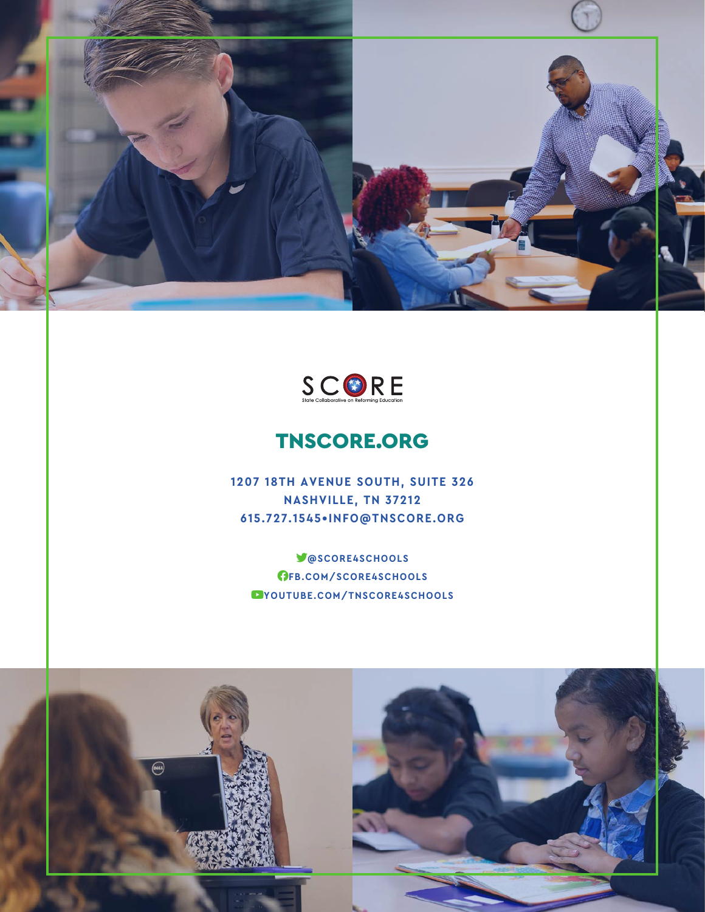SCORE

State Collaborative on Reforming Education

## TNSCORE.ORG

**1207 18TH AVENUE SOUTH, SUITE 326**
**NASHVILLE, TN 37212**
**615.727.1545•INFO@TNSCORE.ORG**

**@SCORE4SCHOOLS**
**FB.COM/SCORE4SCHOOLS**
**YOUTUBE.COM/TNSCORE4SCHOOLS**